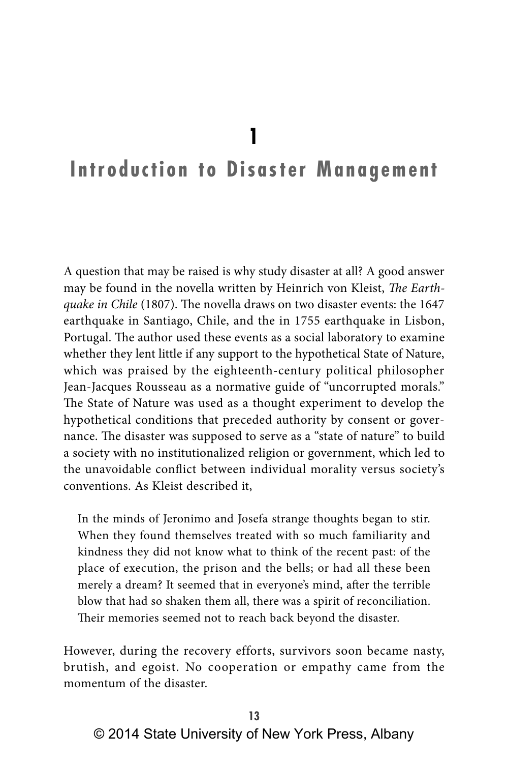# 1

# Introduction to Disaster Management

A question that may be raised is why study disaster at all? A good answer may be found in the novella written by Heinrich von Kleist, *The Earthquake in Chile* (1807). The novella draws on two disaster events: the 1647 earthquake in Santiago, Chile, and the in 1755 earthquake in Lisbon, Portugal. The author used these events as a social laboratory to examine whether they lent little if any support to the hypothetical State of Nature, which was praised by the eighteenth-century political philosopher Jean-Jacques Rousseau as a normative guide of "uncorrupted morals." The State of Nature was used as a thought experiment to develop the hypothetical conditions that preceded authority by consent or governance. The disaster was supposed to serve as a "state of nature" to build a society with no institutionalized religion or government, which led to the unavoidable conflict between individual morality versus society's conventions. As Kleist described it,

> In the minds of Jeronimo and Josefa strange thoughts began to stir. When they found themselves treated with so much familiarity and kindness they did not know what to think of the recent past: of the place of execution, the prison and the bells; or had all these been merely a dream? It seemed that in everyone's mind, after the terrible blow that had so shaken them all, there was a spirit of reconciliation. Their memories seemed not to reach back beyond the disaster.

However, during the recovery efforts, survivors soon became nasty, brutish, and egoist. No cooperation or empathy came from the momentum of the disaster.

© 2014 State University of New York Press, Albany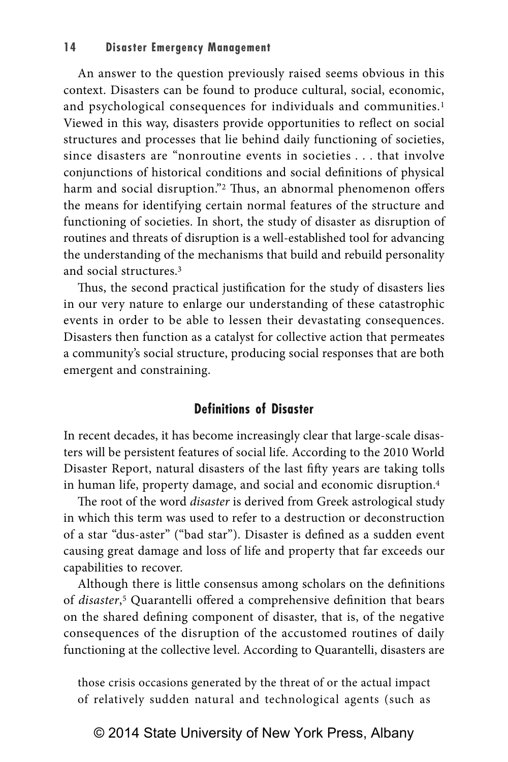An answer to the question previously raised seems obvious in this context. Disasters can be found to produce cultural, social, economic, and psychological consequences for individuals and communities.[1] Viewed in this way, disasters provide opportunities to reflect on social structures and processes that lie behind daily functioning of societies, since disasters are "nonroutine events in societies . . . that involve conjunctions of historical conditions and social definitions of physical harm and social disruption."[2] Thus, an abnormal phenomenon offers the means for identifying certain normal features of the structure and functioning of societies. In short, the study of disaster as disruption of routines and threats of disruption is a well-established tool for advancing the understanding of the mechanisms that build and rebuild personality and social structures.[3]

Thus, the second practical justification for the study of disasters lies in our very nature to enlarge our understanding of these catastrophic events in order to be able to lessen their devastating consequences. Disasters then function as a catalyst for collective action that permeates a community's social structure, producing social responses that are both emergent and constraining.

## Definitions of Disaster

In recent decades, it has become increasingly clear that large-scale disasters will be persistent features of social life. According to the 2010 World Disaster Report, natural disasters of the last fifty years are taking tolls in human life, property damage, and social and economic disruption.[4]

The root of the word *disaster* is derived from Greek astrological study in which this term was used to refer to a destruction or deconstruction of a star "dus-aster" ("bad star"). Disaster is defined as a sudden event causing great damage and loss of life and property that far exceeds our capabilities to recover.

Although there is little consensus among scholars on the definitions of *disaster*,[5] Quarantelli offered a comprehensive definition that bears on the shared defining component of disaster, that is, of the negative consequences of the disruption of the accustomed routines of daily functioning at the collective level. According to Quarantelli, disasters are

> those crisis occasions generated by the threat of or the actual impact of relatively sudden natural and technological agents (such as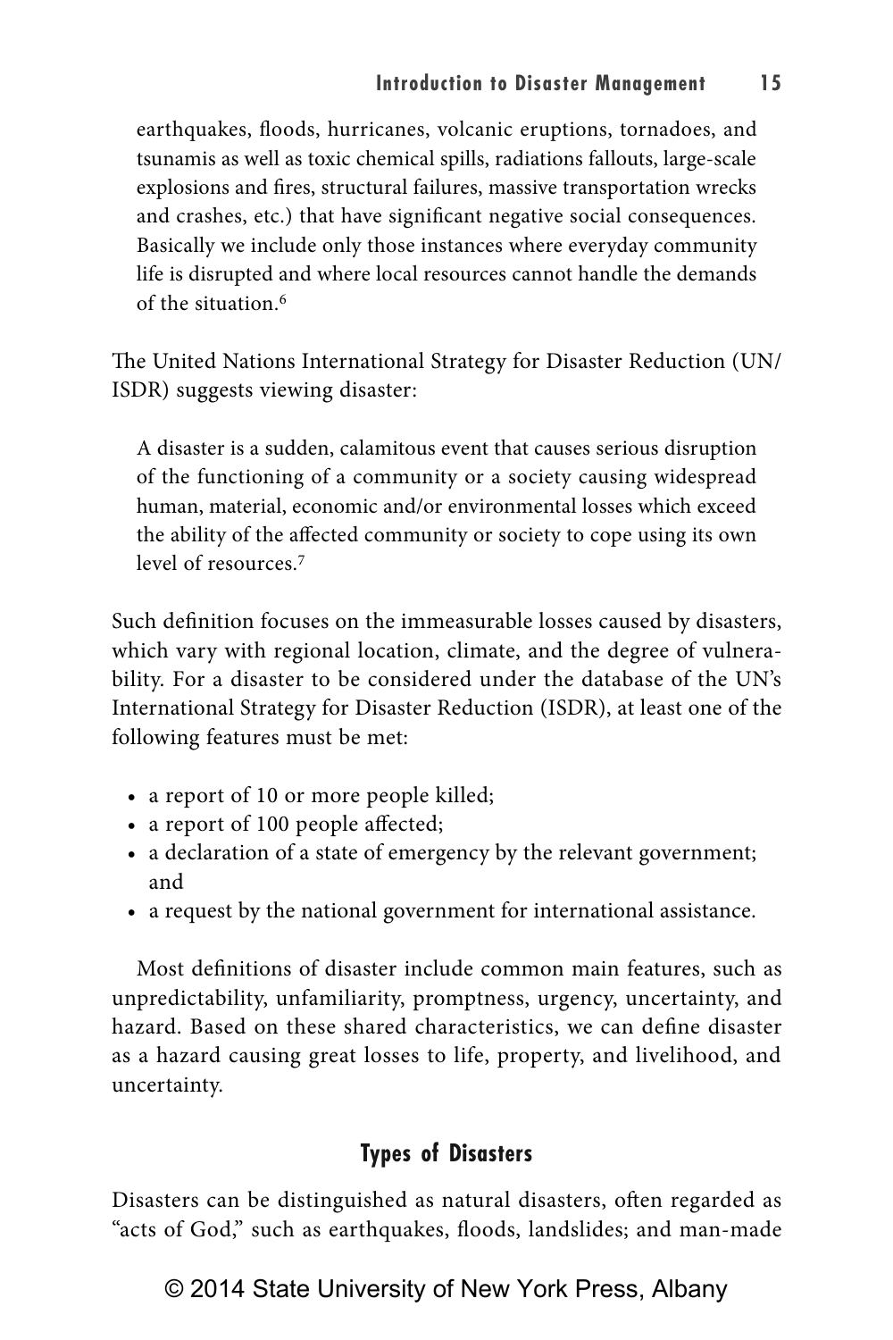> earthquakes, floods, hurricanes, volcanic eruptions, tornadoes, and tsunamis as well as toxic chemical spills, radiations fallouts, large-scale explosions and fires, structural failures, massive transportation wrecks and crashes, etc.) that have significant negative social consequences. Basically we include only those instances where everyday community life is disrupted and where local resources cannot handle the demands of the situation.[6]

The United Nations International Strategy for Disaster Reduction (UN/ISDR) suggests viewing disaster:

> A disaster is a sudden, calamitous event that causes serious disruption of the functioning of a community or a society causing widespread human, material, economic and/or environmental losses which exceed the ability of the affected community or society to cope using its own level of resources.[7]

Such definition focuses on the immeasurable losses caused by disasters, which vary with regional location, climate, and the degree of vulnerability. For a disaster to be considered under the database of the UN's International Strategy for Disaster Reduction (ISDR), at least one of the following features must be met:

- a report of 10 or more people killed;
- a report of 100 people affected;
- a declaration of a state of emergency by the relevant government; and
- a request by the national government for international assistance.

Most definitions of disaster include common main features, such as unpredictability, unfamiliarity, promptness, urgency, uncertainty, and hazard. Based on these shared characteristics, we can define disaster as a hazard causing great losses to life, property, and livelihood, and uncertainty.

## Types of Disasters

Disasters can be distinguished as natural disasters, often regarded as "acts of God," such as earthquakes, floods, landslides; and man-made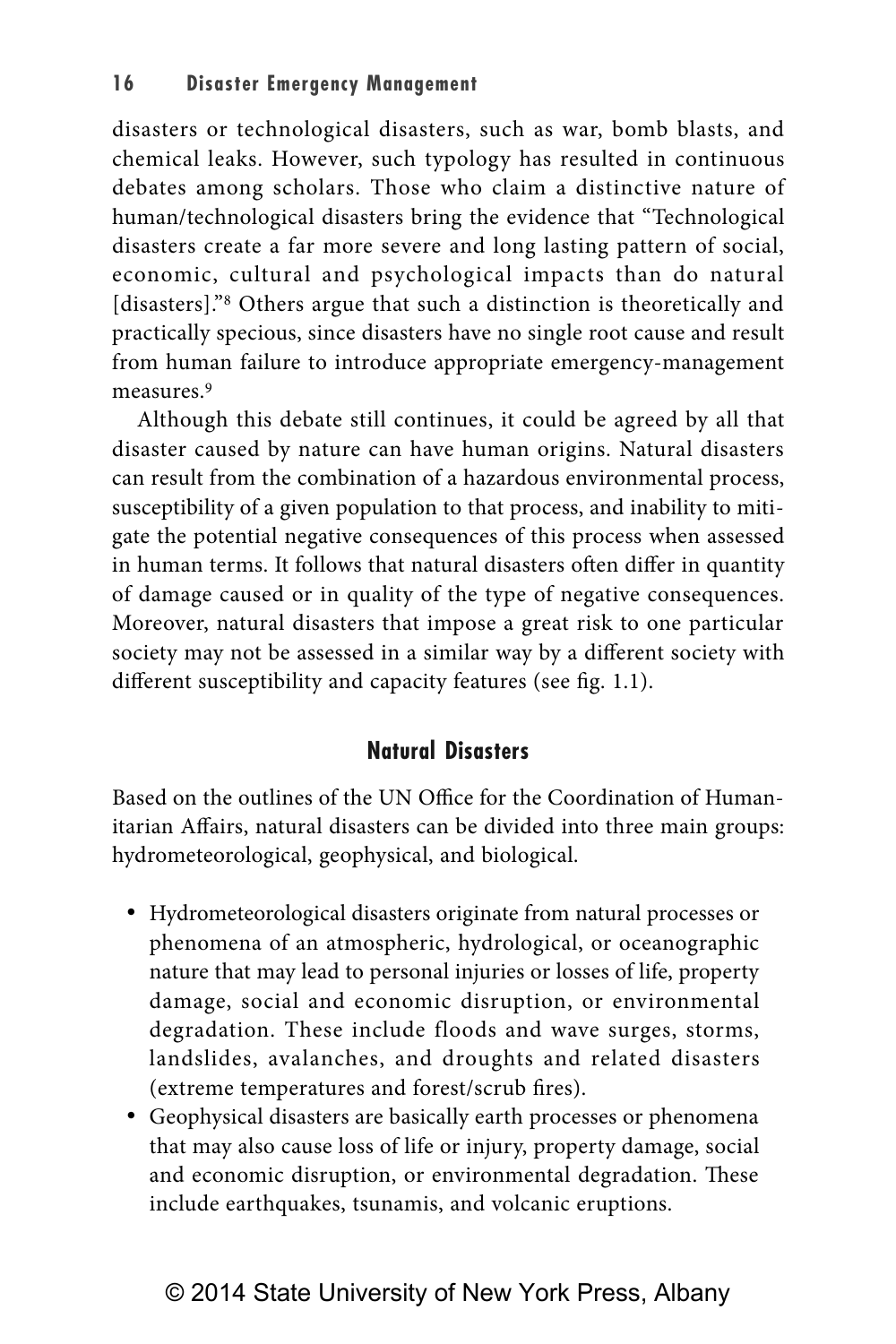disasters or technological disasters, such as war, bomb blasts, and chemical leaks. However, such typology has resulted in continuous debates among scholars. Those who claim a distinctive nature of human/technological disasters bring the evidence that "Technological disasters create a far more severe and long lasting pattern of social, economic, cultural and psychological impacts than do natural [disasters]."[8] Others argue that such a distinction is theoretically and practically specious, since disasters have no single root cause and result from human failure to introduce appropriate emergency-management measures.[9]

Although this debate still continues, it could be agreed by all that disaster caused by nature can have human origins. Natural disasters can result from the combination of a hazardous environmental process, susceptibility of a given population to that process, and inability to mitigate the potential negative consequences of this process when assessed in human terms. It follows that natural disasters often differ in quantity of damage caused or in quality of the type of negative consequences. Moreover, natural disasters that impose a great risk to one particular society may not be assessed in a similar way by a different society with different susceptibility and capacity features (see fig. 1.1).

## Natural Disasters

Based on the outlines of the UN Office for the Coordination of Humanitarian Affairs, natural disasters can be divided into three main groups: hydrometeorological, geophysical, and biological.

- Hydrometeorological disasters originate from natural processes or phenomena of an atmospheric, hydrological, or oceanographic nature that may lead to personal injuries or losses of life, property damage, social and economic disruption, or environmental degradation. These include floods and wave surges, storms, landslides, avalanches, and droughts and related disasters (extreme temperatures and forest/scrub fires).
- Geophysical disasters are basically earth processes or phenomena that may also cause loss of life or injury, property damage, social and economic disruption, or environmental degradation. These include earthquakes, tsunamis, and volcanic eruptions.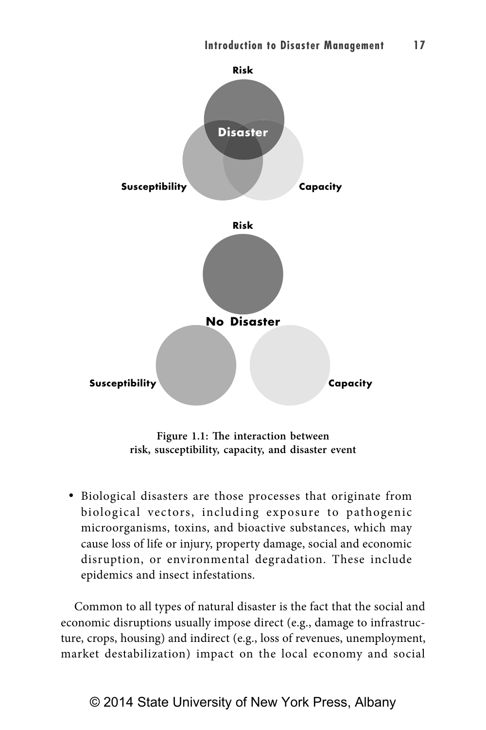**Figure 1.1: The interaction between risk, susceptibility, capacity, and disaster event**

- Biological disasters are those processes that originate from biological vectors, including exposure to pathogenic microorganisms, toxins, and bioactive substances, which may cause loss of life or injury, property damage, social and economic disruption, or environmental degradation. These include epidemics and insect infestations.

Common to all types of natural disaster is the fact that the social and economic disruptions usually impose direct (e.g., damage to infrastructure, crops, housing) and indirect (e.g., loss of revenues, unemployment, market destabilization) impact on the local economy and social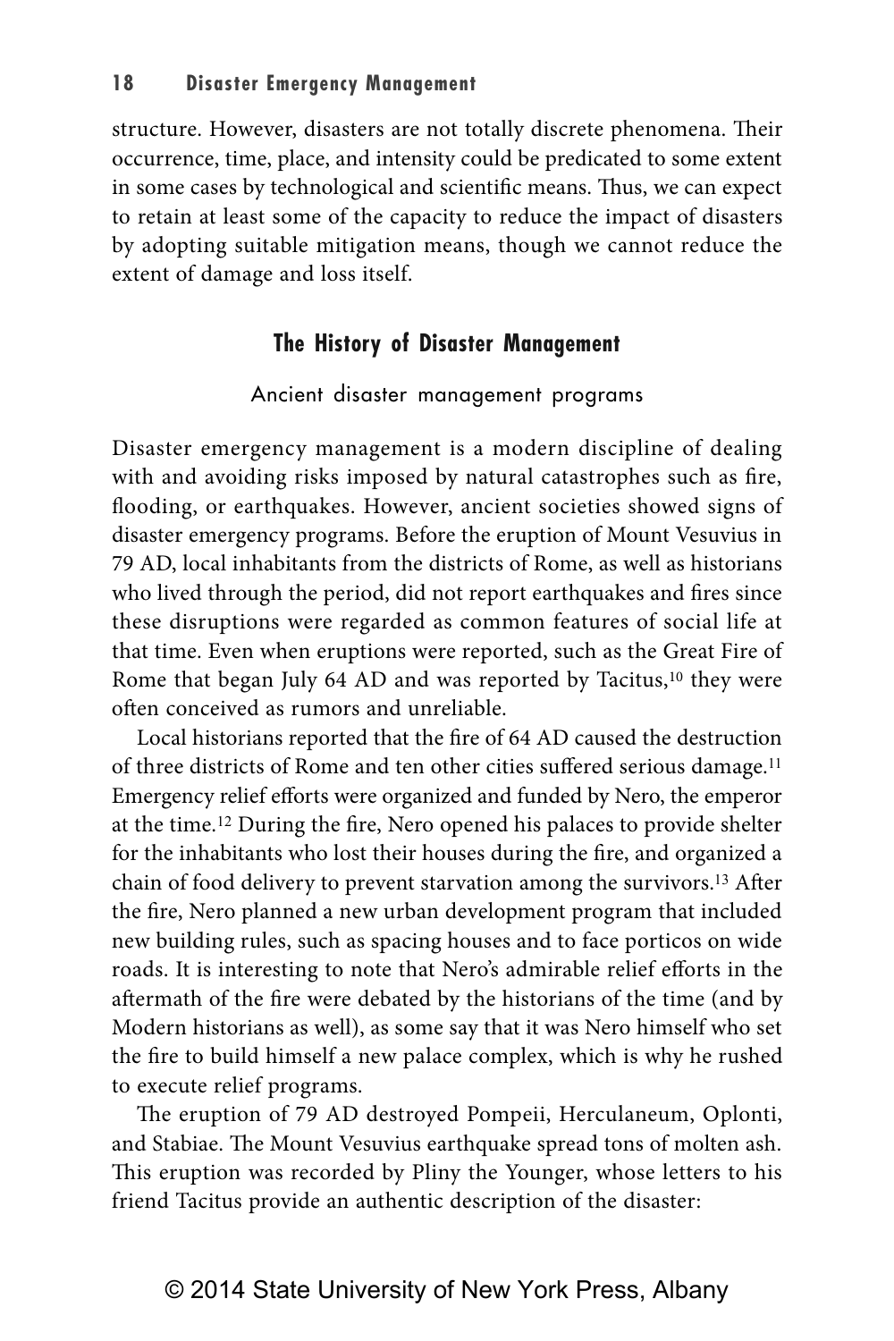structure. However, disasters are not totally discrete phenomena. Their occurrence, time, place, and intensity could be predicated to some extent in some cases by technological and scientific means. Thus, we can expect to retain at least some of the capacity to reduce the impact of disasters by adopting suitable mitigation means, though we cannot reduce the extent of damage and loss itself.

## The History of Disaster Management

### Ancient disaster management programs

Disaster emergency management is a modern discipline of dealing with and avoiding risks imposed by natural catastrophes such as fire, flooding, or earthquakes. However, ancient societies showed signs of disaster emergency programs. Before the eruption of Mount Vesuvius in 79 AD, local inhabitants from the districts of Rome, as well as historians who lived through the period, did not report earthquakes and fires since these disruptions were regarded as common features of social life at that time. Even when eruptions were reported, such as the Great Fire of Rome that began July 64 AD and was reported by Tacitus,[10] they were often conceived as rumors and unreliable.

Local historians reported that the fire of 64 AD caused the destruction of three districts of Rome and ten other cities suffered serious damage.[11] Emergency relief efforts were organized and funded by Nero, the emperor at the time.[12] During the fire, Nero opened his palaces to provide shelter for the inhabitants who lost their houses during the fire, and organized a chain of food delivery to prevent starvation among the survivors.[13] After the fire, Nero planned a new urban development program that included new building rules, such as spacing houses and to face porticos on wide roads. It is interesting to note that Nero's admirable relief efforts in the aftermath of the fire were debated by the historians of the time (and by Modern historians as well), as some say that it was Nero himself who set the fire to build himself a new palace complex, which is why he rushed to execute relief programs.

The eruption of 79 AD destroyed Pompeii, Herculaneum, Oplonti, and Stabiae. The Mount Vesuvius earthquake spread tons of molten ash. This eruption was recorded by Pliny the Younger, whose letters to his friend Tacitus provide an authentic description of the disaster:

© 2014 State University of New York Press, Albany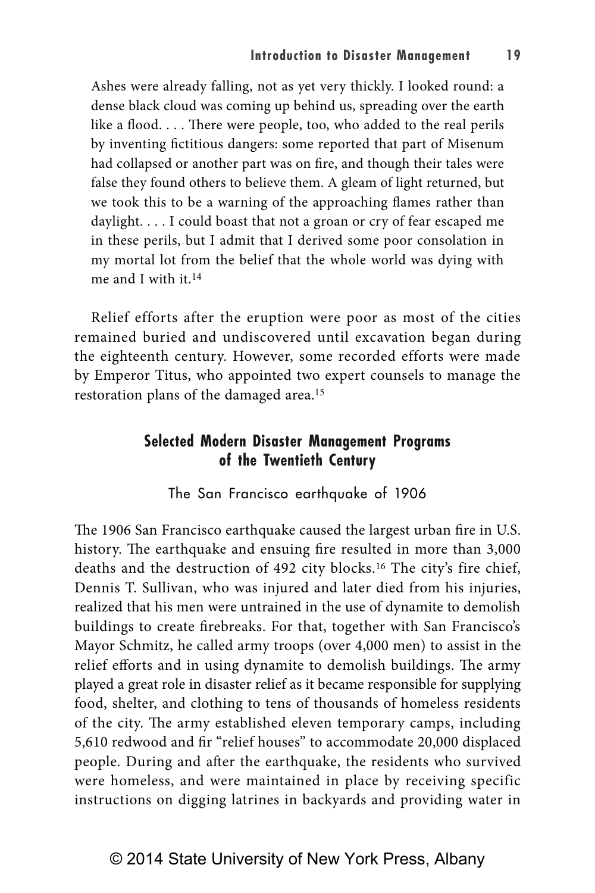> Ashes were already falling, not as yet very thickly. I looked round: a dense black cloud was coming up behind us, spreading over the earth like a flood. . . . There were people, too, who added to the real perils by inventing fictitious dangers: some reported that part of Misenum had collapsed or another part was on fire, and though their tales were false they found others to believe them. A gleam of light returned, but we took this to be a warning of the approaching flames rather than daylight. . . . I could boast that not a groan or cry of fear escaped me in these perils, but I admit that I derived some poor consolation in my mortal lot from the belief that the whole world was dying with me and I with it.[14]

Relief efforts after the eruption were poor as most of the cities remained buried and undiscovered until excavation began during the eighteenth century. However, some recorded efforts were made by Emperor Titus, who appointed two expert counsels to manage the restoration plans of the damaged area.[15]

## Selected Modern Disaster Management Programs of the Twentieth Century

### The San Francisco earthquake of 1906

The 1906 San Francisco earthquake caused the largest urban fire in U.S. history. The earthquake and ensuing fire resulted in more than 3,000 deaths and the destruction of 492 city blocks.[16] The city's fire chief, Dennis T. Sullivan, who was injured and later died from his injuries, realized that his men were untrained in the use of dynamite to demolish buildings to create firebreaks. For that, together with San Francisco's Mayor Schmitz, he called army troops (over 4,000 men) to assist in the relief efforts and in using dynamite to demolish buildings. The army played a great role in disaster relief as it became responsible for supplying food, shelter, and clothing to tens of thousands of homeless residents of the city. The army established eleven temporary camps, including 5,610 redwood and fir "relief houses" to accommodate 20,000 displaced people. During and after the earthquake, the residents who survived were homeless, and were maintained in place by receiving specific instructions on digging latrines in backyards and providing water in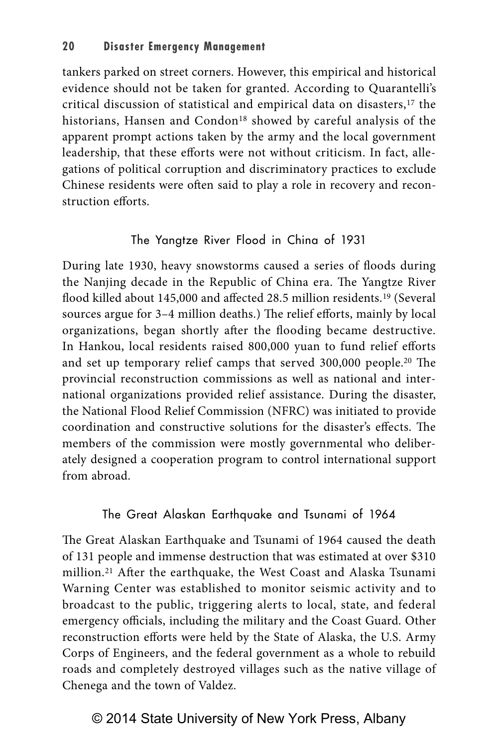tankers parked on street corners. However, this empirical and historical evidence should not be taken for granted. According to Quarantelli's critical discussion of statistical and empirical data on disasters,[17] the historians, Hansen and Condon[18] showed by careful analysis of the apparent prompt actions taken by the army and the local government leadership, that these efforts were not without criticism. In fact, allegations of political corruption and discriminatory practices to exclude Chinese residents were often said to play a role in recovery and reconstruction efforts.

### The Yangtze River Flood in China of 1931

During late 1930, heavy snowstorms caused a series of floods during the Nanjing decade in the Republic of China era. The Yangtze River flood killed about 145,000 and affected 28.5 million residents.[19] (Several sources argue for 3–4 million deaths.) The relief efforts, mainly by local organizations, began shortly after the flooding became destructive. In Hankou, local residents raised 800,000 yuan to fund relief efforts and set up temporary relief camps that served 300,000 people.[20] The provincial reconstruction commissions as well as national and international organizations provided relief assistance. During the disaster, the National Flood Relief Commission (NFRC) was initiated to provide coordination and constructive solutions for the disaster's effects. The members of the commission were mostly governmental who deliberately designed a cooperation program to control international support from abroad.

### The Great Alaskan Earthquake and Tsunami of 1964

The Great Alaskan Earthquake and Tsunami of 1964 caused the death of 131 people and immense destruction that was estimated at over $310 million.[21] After the earthquake, the West Coast and Alaska Tsunami Warning Center was established to monitor seismic activity and to broadcast to the public, triggering alerts to local, state, and federal emergency officials, including the military and the Coast Guard. Other reconstruction efforts were held by the State of Alaska, the U.S. Army Corps of Engineers, and the federal government as a whole to rebuild roads and completely destroyed villages such as the native village of Chenega and the town of Valdez.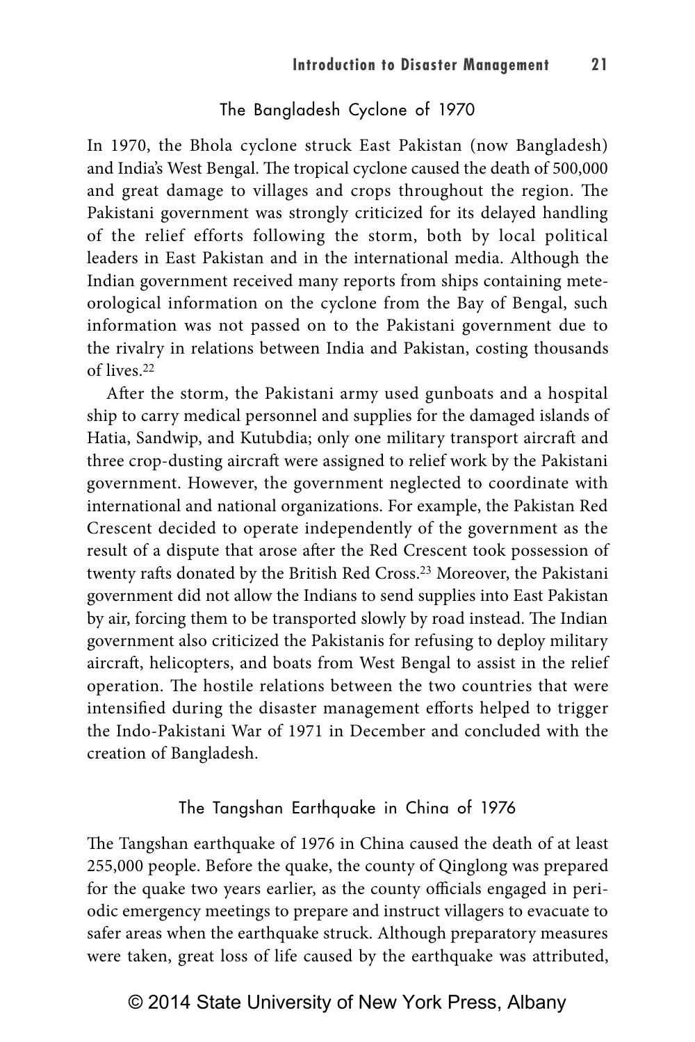### The Bangladesh Cyclone of 1970

In 1970, the Bhola cyclone struck East Pakistan (now Bangladesh) and India's West Bengal. The tropical cyclone caused the death of 500,000 and great damage to villages and crops throughout the region. The Pakistani government was strongly criticized for its delayed handling of the relief efforts following the storm, both by local political leaders in East Pakistan and in the international media. Although the Indian government received many reports from ships containing meteorological information on the cyclone from the Bay of Bengal, such information was not passed on to the Pakistani government due to the rivalry in relations between India and Pakistan, costing thousands of lives.[22]

After the storm, the Pakistani army used gunboats and a hospital ship to carry medical personnel and supplies for the damaged islands of Hatia, Sandwip, and Kutubdia; only one military transport aircraft and three crop-dusting aircraft were assigned to relief work by the Pakistani government. However, the government neglected to coordinate with international and national organizations. For example, the Pakistan Red Crescent decided to operate independently of the government as the result of a dispute that arose after the Red Crescent took possession of twenty rafts donated by the British Red Cross.[23] Moreover, the Pakistani government did not allow the Indians to send supplies into East Pakistan by air, forcing them to be transported slowly by road instead. The Indian government also criticized the Pakistanis for refusing to deploy military aircraft, helicopters, and boats from West Bengal to assist in the relief operation. The hostile relations between the two countries that were intensified during the disaster management efforts helped to trigger the Indo-Pakistani War of 1971 in December and concluded with the creation of Bangladesh.

### The Tangshan Earthquake in China of 1976

The Tangshan earthquake of 1976 in China caused the death of at least 255,000 people. Before the quake, the county of Qinglong was prepared for the quake two years earlier, as the county officials engaged in periodic emergency meetings to prepare and instruct villagers to evacuate to safer areas when the earthquake struck. Although preparatory measures were taken, great loss of life caused by the earthquake was attributed,

© 2014 State University of New York Press, Albany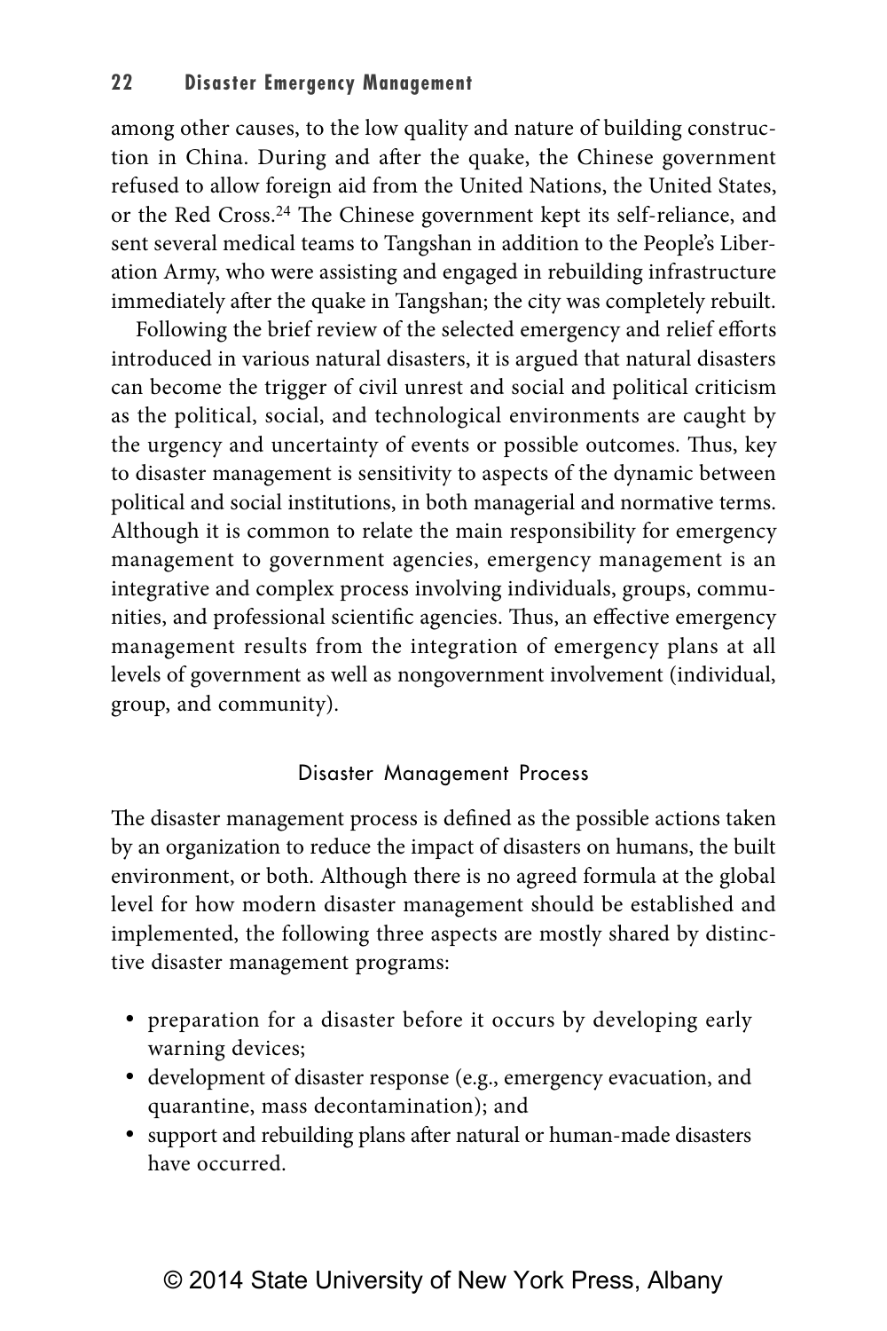among other causes, to the low quality and nature of building construction in China. During and after the quake, the Chinese government refused to allow foreign aid from the United Nations, the United States, or the Red Cross.[24] The Chinese government kept its self-reliance, and sent several medical teams to Tangshan in addition to the People's Liberation Army, who were assisting and engaged in rebuilding infrastructure immediately after the quake in Tangshan; the city was completely rebuilt.

Following the brief review of the selected emergency and relief efforts introduced in various natural disasters, it is argued that natural disasters can become the trigger of civil unrest and social and political criticism as the political, social, and technological environments are caught by the urgency and uncertainty of events or possible outcomes. Thus, key to disaster management is sensitivity to aspects of the dynamic between political and social institutions, in both managerial and normative terms. Although it is common to relate the main responsibility for emergency management to government agencies, emergency management is an integrative and complex process involving individuals, groups, communities, and professional scientific agencies. Thus, an effective emergency management results from the integration of emergency plans at all levels of government as well as nongovernment involvement (individual, group, and community).

## Disaster Management Process

The disaster management process is defined as the possible actions taken by an organization to reduce the impact of disasters on humans, the built environment, or both. Although there is no agreed formula at the global level for how modern disaster management should be established and implemented, the following three aspects are mostly shared by distinctive disaster management programs:

- preparation for a disaster before it occurs by developing early warning devices;
- development of disaster response (e.g., emergency evacuation, and quarantine, mass decontamination); and
- support and rebuilding plans after natural or human-made disasters have occurred.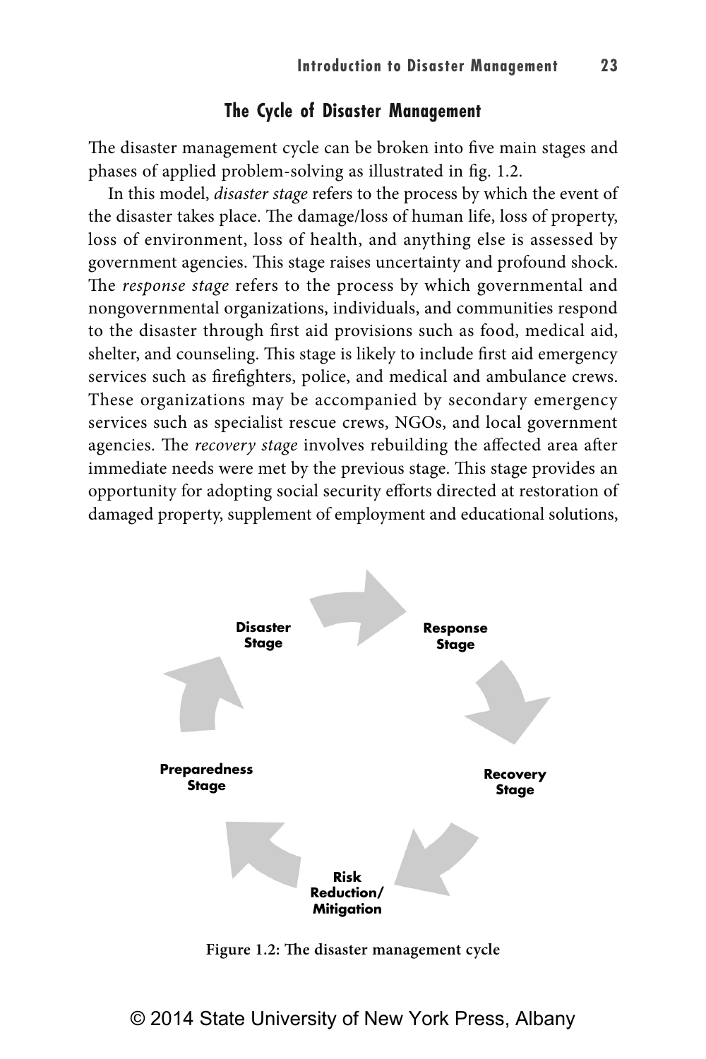## The Cycle of Disaster Management

The disaster management cycle can be broken into five main stages and phases of applied problem-solving as illustrated in fig. 1.2.

In this model, *disaster stage* refers to the process by which the event of the disaster takes place. The damage/loss of human life, loss of property, loss of environment, loss of health, and anything else is assessed by government agencies. This stage raises uncertainty and profound shock. The *response stage* refers to the process by which governmental and nongovernmental organizations, individuals, and communities respond to the disaster through first aid provisions such as food, medical aid, shelter, and counseling. This stage is likely to include first aid emergency services such as firefighters, police, and medical and ambulance crews. These organizations may be accompanied by secondary emergency services such as specialist rescue crews, NGOs, and local government agencies. The *recovery stage* involves rebuilding the affected area after immediate needs were met by the previous stage. This stage provides an opportunity for adopting social security efforts directed at restoration of damaged property, supplement of employment and educational solutions,

Disaster Stage → Response Stage → Recovery Stage → Risk Reduction/ Mitigation → Preparedness Stage → Disaster Stage

**Figure 1.2: The disaster management cycle**

© 2014 State University of New York Press, Albany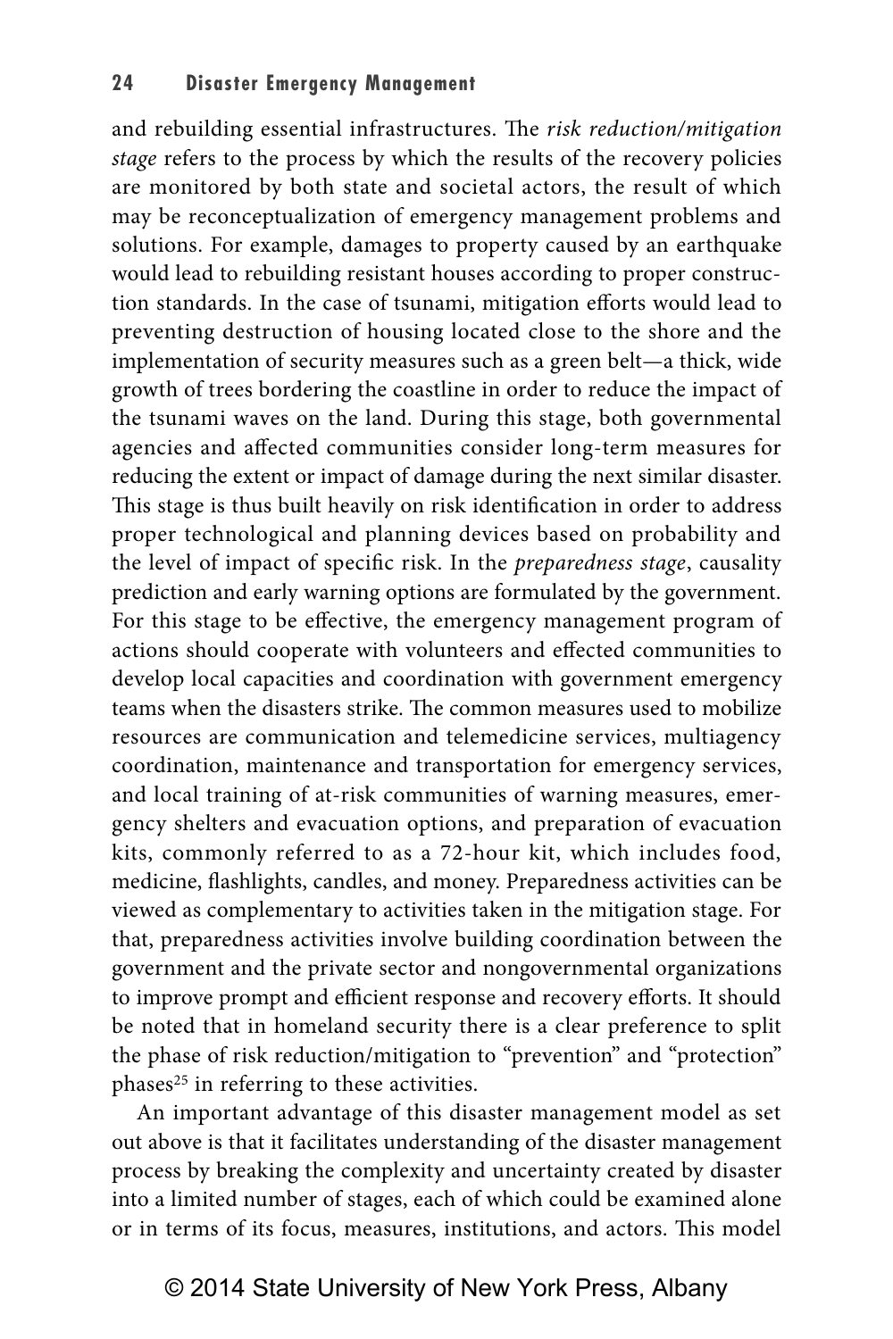and rebuilding essential infrastructures. The *risk reduction/mitigation stage* refers to the process by which the results of the recovery policies are monitored by both state and societal actors, the result of which may be reconceptualization of emergency management problems and solutions. For example, damages to property caused by an earthquake would lead to rebuilding resistant houses according to proper construction standards. In the case of tsunami, mitigation efforts would lead to preventing destruction of housing located close to the shore and the implementation of security measures such as a green belt—a thick, wide growth of trees bordering the coastline in order to reduce the impact of the tsunami waves on the land. During this stage, both governmental agencies and affected communities consider long-term measures for reducing the extent or impact of damage during the next similar disaster. This stage is thus built heavily on risk identification in order to address proper technological and planning devices based on probability and the level of impact of specific risk. In the *preparedness stage*, causality prediction and early warning options are formulated by the government. For this stage to be effective, the emergency management program of actions should cooperate with volunteers and effected communities to develop local capacities and coordination with government emergency teams when the disasters strike. The common measures used to mobilize resources are communication and telemedicine services, multiagency coordination, maintenance and transportation for emergency services, and local training of at-risk communities of warning measures, emergency shelters and evacuation options, and preparation of evacuation kits, commonly referred to as a 72-hour kit, which includes food, medicine, flashlights, candles, and money. Preparedness activities can be viewed as complementary to activities taken in the mitigation stage. For that, preparedness activities involve building coordination between the government and the private sector and nongovernmental organizations to improve prompt and efficient response and recovery efforts. It should be noted that in homeland security there is a clear preference to split the phase of risk reduction/mitigation to "prevention" and "protection" phases[25] in referring to these activities.

An important advantage of this disaster management model as set out above is that it facilitates understanding of the disaster management process by breaking the complexity and uncertainty created by disaster into a limited number of stages, each of which could be examined alone or in terms of its focus, measures, institutions, and actors. This model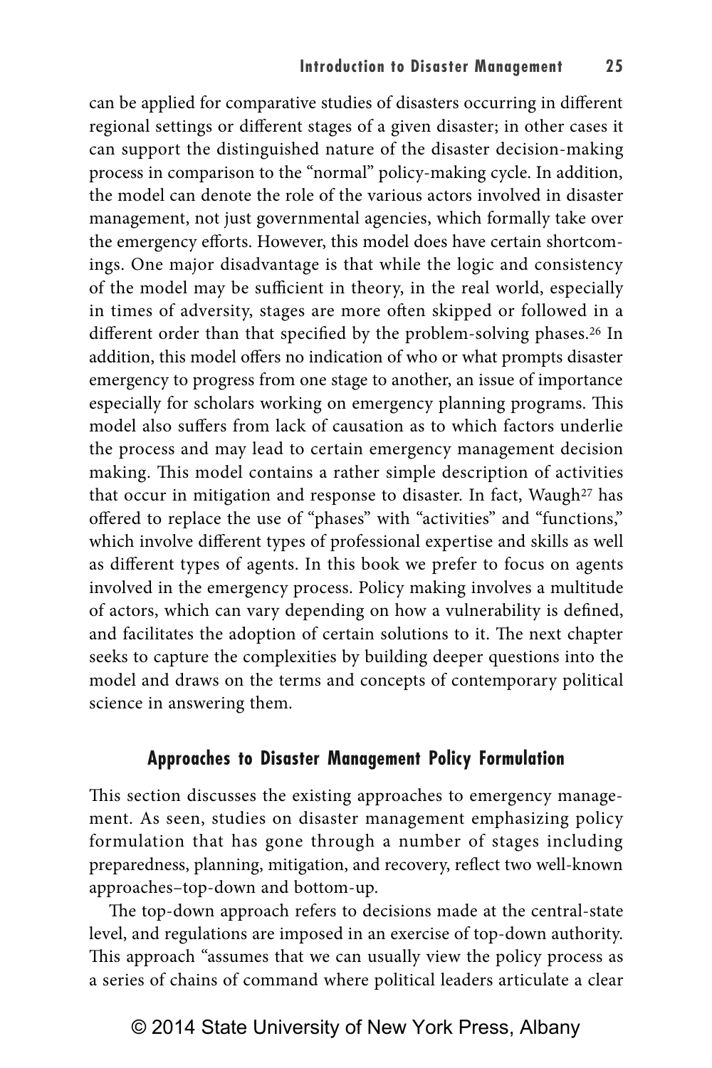can be applied for comparative studies of disasters occurring in different regional settings or different stages of a given disaster; in other cases it can support the distinguished nature of the disaster decision-making process in comparison to the "normal" policy-making cycle. In addition, the model can denote the role of the various actors involved in disaster management, not just governmental agencies, which formally take over the emergency efforts. However, this model does have certain shortcomings. One major disadvantage is that while the logic and consistency of the model may be sufficient in theory, in the real world, especially in times of adversity, stages are more often skipped or followed in a different order than that specified by the problem-solving phases.[26] In addition, this model offers no indication of who or what prompts disaster emergency to progress from one stage to another, an issue of importance especially for scholars working on emergency planning programs. This model also suffers from lack of causation as to which factors underlie the process and may lead to certain emergency management decision making. This model contains a rather simple description of activities that occur in mitigation and response to disaster. In fact, Waugh[27] has offered to replace the use of "phases" with "activities" and "functions," which involve different types of professional expertise and skills as well as different types of agents. In this book we prefer to focus on agents involved in the emergency process. Policy making involves a multitude of actors, which can vary depending on how a vulnerability is defined, and facilitates the adoption of certain solutions to it. The next chapter seeks to capture the complexities by building deeper questions into the model and draws on the terms and concepts of contemporary political science in answering them.

## Approaches to Disaster Management Policy Formulation

This section discusses the existing approaches to emergency management. As seen, studies on disaster management emphasizing policy formulation that has gone through a number of stages including preparedness, planning, mitigation, and recovery, reflect two well-known approaches–top-down and bottom-up.

The top-down approach refers to decisions made at the central-state level, and regulations are imposed in an exercise of top-down authority. This approach "assumes that we can usually view the policy process as a series of chains of command where political leaders articulate a clear

© 2014 State University of New York Press, Albany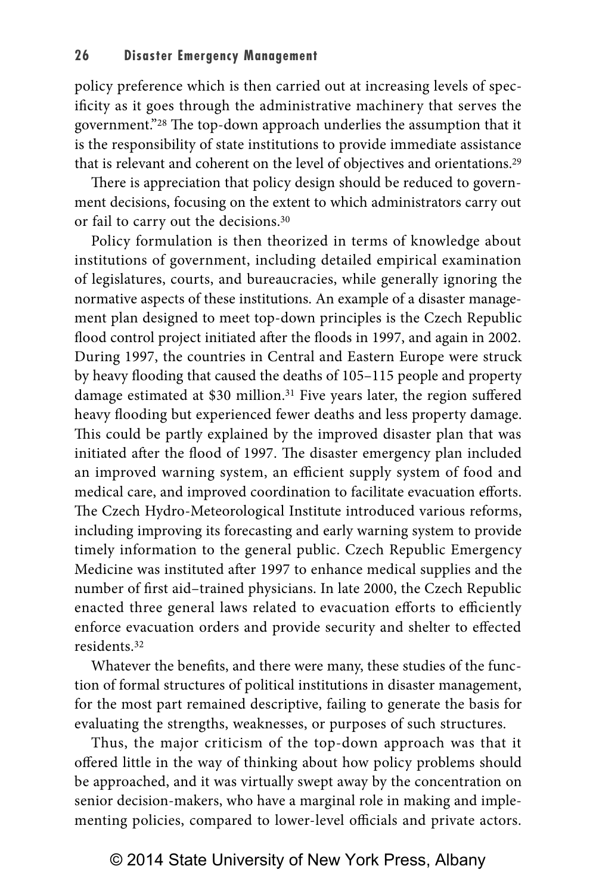policy preference which is then carried out at increasing levels of specificity as it goes through the administrative machinery that serves the government."[28] The top-down approach underlies the assumption that it is the responsibility of state institutions to provide immediate assistance that is relevant and coherent on the level of objectives and orientations.[29]

There is appreciation that policy design should be reduced to government decisions, focusing on the extent to which administrators carry out or fail to carry out the decisions.[30]

Policy formulation is then theorized in terms of knowledge about institutions of government, including detailed empirical examination of legislatures, courts, and bureaucracies, while generally ignoring the normative aspects of these institutions. An example of a disaster management plan designed to meet top-down principles is the Czech Republic flood control project initiated after the floods in 1997, and again in 2002. During 1997, the countries in Central and Eastern Europe were struck by heavy flooding that caused the deaths of 105–115 people and property damage estimated at $30 million.[31] Five years later, the region suffered heavy flooding but experienced fewer deaths and less property damage. This could be partly explained by the improved disaster plan that was initiated after the flood of 1997. The disaster emergency plan included an improved warning system, an efficient supply system of food and medical care, and improved coordination to facilitate evacuation efforts. The Czech Hydro-Meteorological Institute introduced various reforms, including improving its forecasting and early warning system to provide timely information to the general public. Czech Republic Emergency Medicine was instituted after 1997 to enhance medical supplies and the number of first aid–trained physicians. In late 2000, the Czech Republic enacted three general laws related to evacuation efforts to efficiently enforce evacuation orders and provide security and shelter to effected residents.[32]

Whatever the benefits, and there were many, these studies of the function of formal structures of political institutions in disaster management, for the most part remained descriptive, failing to generate the basis for evaluating the strengths, weaknesses, or purposes of such structures.

Thus, the major criticism of the top-down approach was that it offered little in the way of thinking about how policy problems should be approached, and it was virtually swept away by the concentration on senior decision-makers, who have a marginal role in making and implementing policies, compared to lower-level officials and private actors.

© 2014 State University of New York Press, Albany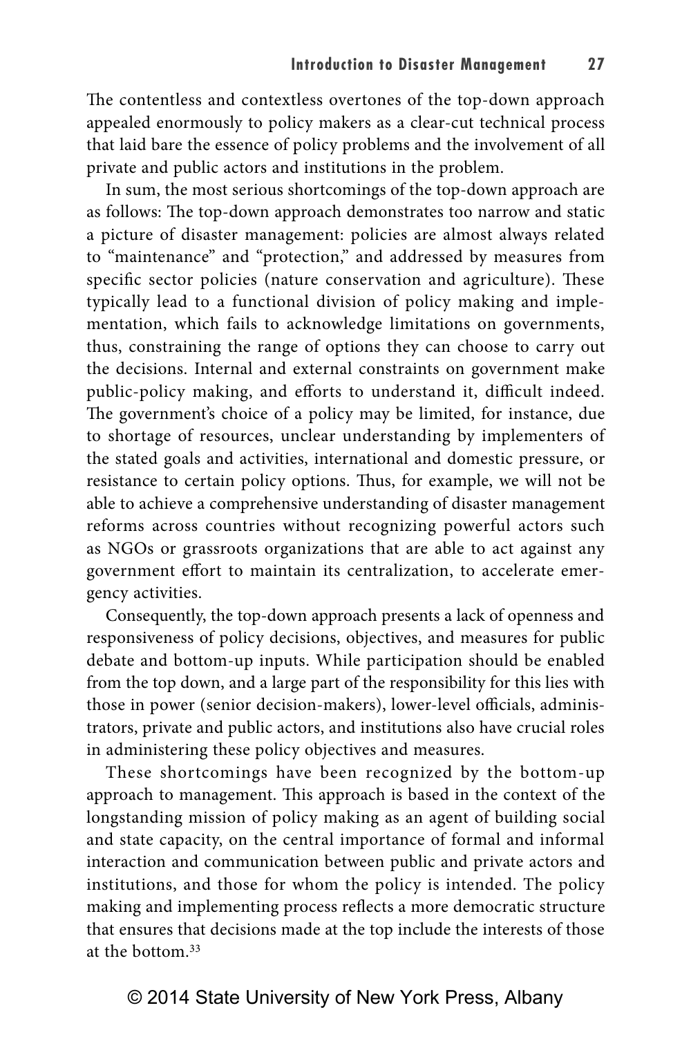The contentless and contextless overtones of the top-down approach appealed enormously to policy makers as a clear-cut technical process that laid bare the essence of policy problems and the involvement of all private and public actors and institutions in the problem.

In sum, the most serious shortcomings of the top-down approach are as follows: The top-down approach demonstrates too narrow and static a picture of disaster management: policies are almost always related to "maintenance" and "protection," and addressed by measures from specific sector policies (nature conservation and agriculture). These typically lead to a functional division of policy making and implementation, which fails to acknowledge limitations on governments, thus, constraining the range of options they can choose to carry out the decisions. Internal and external constraints on government make public-policy making, and efforts to understand it, difficult indeed. The government's choice of a policy may be limited, for instance, due to shortage of resources, unclear understanding by implementers of the stated goals and activities, international and domestic pressure, or resistance to certain policy options. Thus, for example, we will not be able to achieve a comprehensive understanding of disaster management reforms across countries without recognizing powerful actors such as NGOs or grassroots organizations that are able to act against any government effort to maintain its centralization, to accelerate emergency activities.

Consequently, the top-down approach presents a lack of openness and responsiveness of policy decisions, objectives, and measures for public debate and bottom-up inputs. While participation should be enabled from the top down, and a large part of the responsibility for this lies with those in power (senior decision-makers), lower-level officials, administrators, private and public actors, and institutions also have crucial roles in administering these policy objectives and measures.

These shortcomings have been recognized by the bottom-up approach to management. This approach is based in the context of the longstanding mission of policy making as an agent of building social and state capacity, on the central importance of formal and informal interaction and communication between public and private actors and institutions, and those for whom the policy is intended. The policy making and implementing process reflects a more democratic structure that ensures that decisions made at the top include the interests of those at the bottom.[33]

© 2014 State University of New York Press, Albany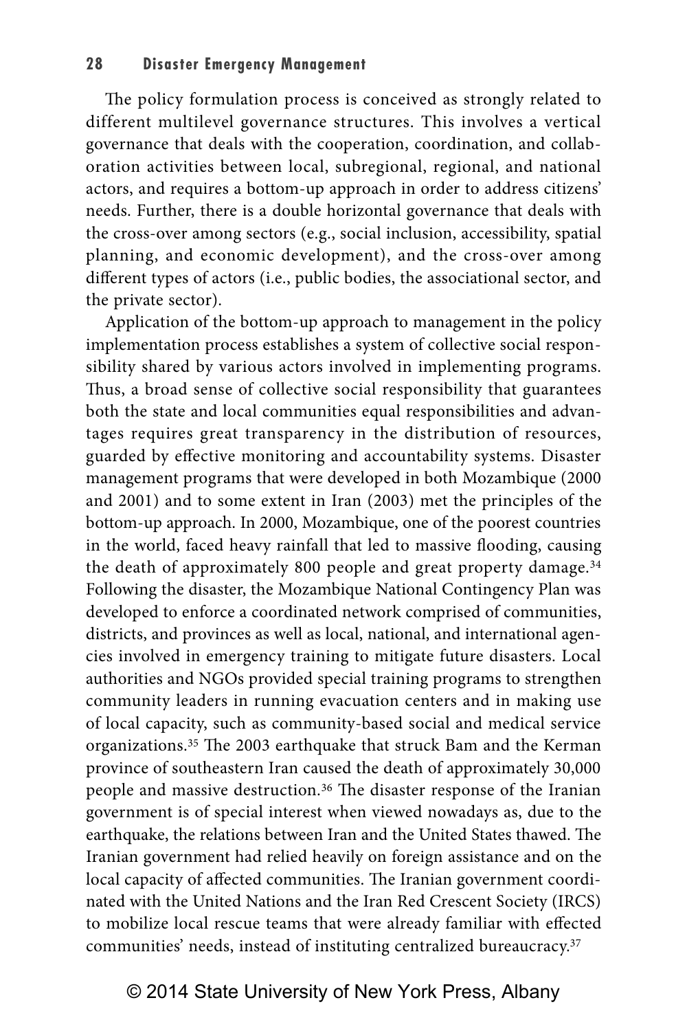The policy formulation process is conceived as strongly related to different multilevel governance structures. This involves a vertical governance that deals with the cooperation, coordination, and collaboration activities between local, subregional, regional, and national actors, and requires a bottom-up approach in order to address citizens' needs. Further, there is a double horizontal governance that deals with the cross-over among sectors (e.g., social inclusion, accessibility, spatial planning, and economic development), and the cross-over among different types of actors (i.e., public bodies, the associational sector, and the private sector).

Application of the bottom-up approach to management in the policy implementation process establishes a system of collective social responsibility shared by various actors involved in implementing programs. Thus, a broad sense of collective social responsibility that guarantees both the state and local communities equal responsibilities and advantages requires great transparency in the distribution of resources, guarded by effective monitoring and accountability systems. Disaster management programs that were developed in both Mozambique (2000 and 2001) and to some extent in Iran (2003) met the principles of the bottom-up approach. In 2000, Mozambique, one of the poorest countries in the world, faced heavy rainfall that led to massive flooding, causing the death of approximately 800 people and great property damage.[34] Following the disaster, the Mozambique National Contingency Plan was developed to enforce a coordinated network comprised of communities, districts, and provinces as well as local, national, and international agencies involved in emergency training to mitigate future disasters. Local authorities and NGOs provided special training programs to strengthen community leaders in running evacuation centers and in making use of local capacity, such as community-based social and medical service organizations.[35] The 2003 earthquake that struck Bam and the Kerman province of southeastern Iran caused the death of approximately 30,000 people and massive destruction.[36] The disaster response of the Iranian government is of special interest when viewed nowadays as, due to the earthquake, the relations between Iran and the United States thawed. The Iranian government had relied heavily on foreign assistance and on the local capacity of affected communities. The Iranian government coordinated with the United Nations and the Iran Red Crescent Society (IRCS) to mobilize local rescue teams that were already familiar with effected communities' needs, instead of instituting centralized bureaucracy.[37]

© 2014 State University of New York Press, Albany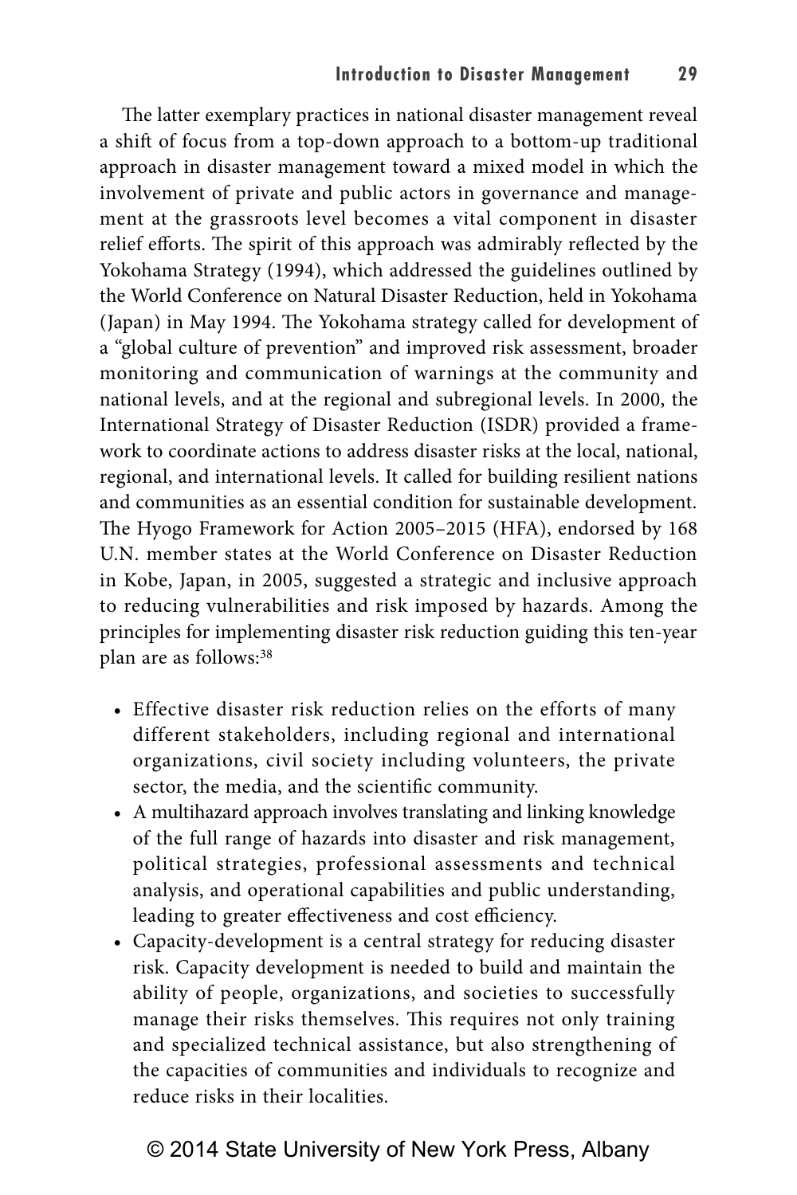The latter exemplary practices in national disaster management reveal a shift of focus from a top-down approach to a bottom-up traditional approach in disaster management toward a mixed model in which the involvement of private and public actors in governance and management at the grassroots level becomes a vital component in disaster relief efforts. The spirit of this approach was admirably reflected by the Yokohama Strategy (1994), which addressed the guidelines outlined by the World Conference on Natural Disaster Reduction, held in Yokohama (Japan) in May 1994. The Yokohama strategy called for development of a "global culture of prevention" and improved risk assessment, broader monitoring and communication of warnings at the community and national levels, and at the regional and subregional levels. In 2000, the International Strategy of Disaster Reduction (ISDR) provided a framework to coordinate actions to address disaster risks at the local, national, regional, and international levels. It called for building resilient nations and communities as an essential condition for sustainable development. The Hyogo Framework for Action 2005–2015 (HFA), endorsed by 168 U.N. member states at the World Conference on Disaster Reduction in Kobe, Japan, in 2005, suggested a strategic and inclusive approach to reducing vulnerabilities and risk imposed by hazards. Among the principles for implementing disaster risk reduction guiding this ten-year plan are as follows:[38]

- Effective disaster risk reduction relies on the efforts of many different stakeholders, including regional and international organizations, civil society including volunteers, the private sector, the media, and the scientific community.
- A multihazard approach involves translating and linking knowledge of the full range of hazards into disaster and risk management, political strategies, professional assessments and technical analysis, and operational capabilities and public understanding, leading to greater effectiveness and cost efficiency.
- Capacity-development is a central strategy for reducing disaster risk. Capacity development is needed to build and maintain the ability of people, organizations, and societies to successfully manage their risks themselves. This requires not only training and specialized technical assistance, but also strengthening of the capacities of communities and individuals to recognize and reduce risks in their localities.

© 2014 State University of New York Press, Albany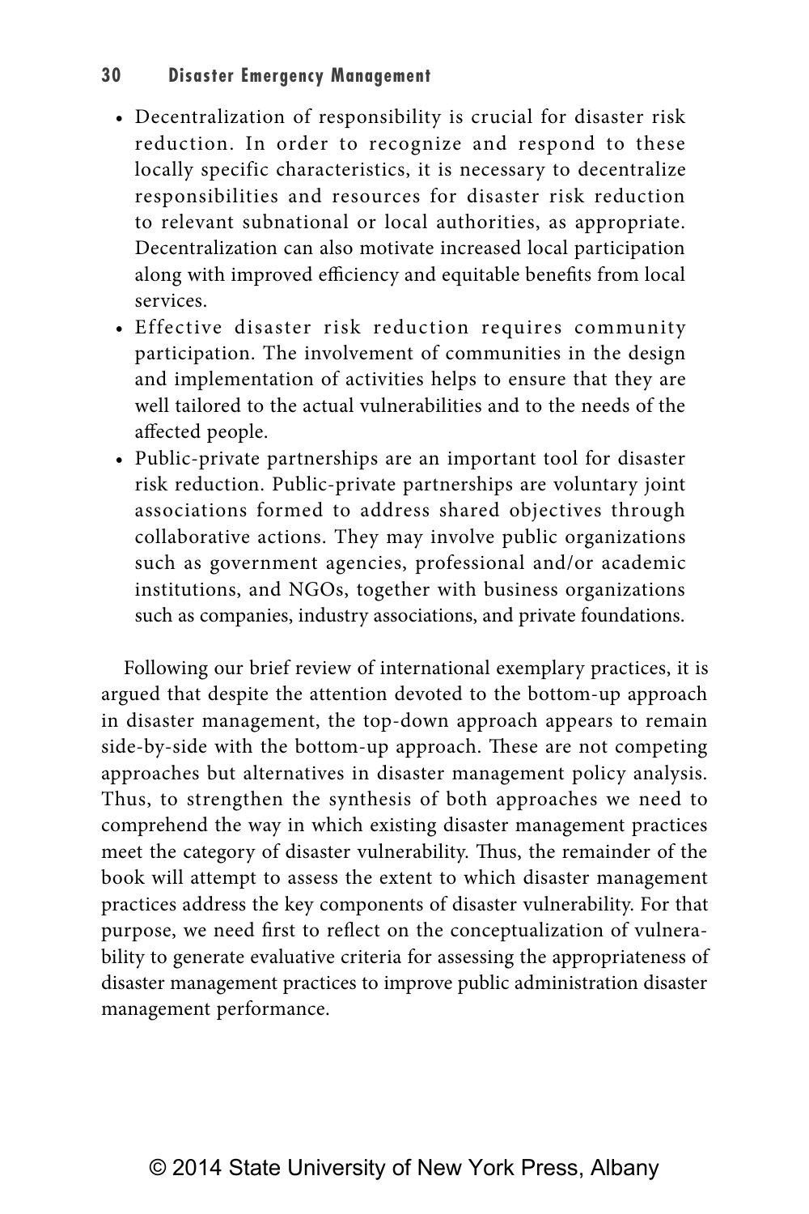- Decentralization of responsibility is crucial for disaster risk reduction. In order to recognize and respond to these locally specific characteristics, it is necessary to decentralize responsibilities and resources for disaster risk reduction to relevant subnational or local authorities, as appropriate. Decentralization can also motivate increased local participation along with improved efficiency and equitable benefits from local services.
- Effective disaster risk reduction requires community participation. The involvement of communities in the design and implementation of activities helps to ensure that they are well tailored to the actual vulnerabilities and to the needs of the affected people.
- Public-private partnerships are an important tool for disaster risk reduction. Public-private partnerships are voluntary joint associations formed to address shared objectives through collaborative actions. They may involve public organizations such as government agencies, professional and/or academic institutions, and NGOs, together with business organizations such as companies, industry associations, and private foundations.

Following our brief review of international exemplary practices, it is argued that despite the attention devoted to the bottom-up approach in disaster management, the top-down approach appears to remain side-by-side with the bottom-up approach. These are not competing approaches but alternatives in disaster management policy analysis. Thus, to strengthen the synthesis of both approaches we need to comprehend the way in which existing disaster management practices meet the category of disaster vulnerability. Thus, the remainder of the book will attempt to assess the extent to which disaster management practices address the key components of disaster vulnerability. For that purpose, we need first to reflect on the conceptualization of vulnerability to generate evaluative criteria for assessing the appropriateness of disaster management practices to improve public administration disaster management performance.

© 2014 State University of New York Press, Albany